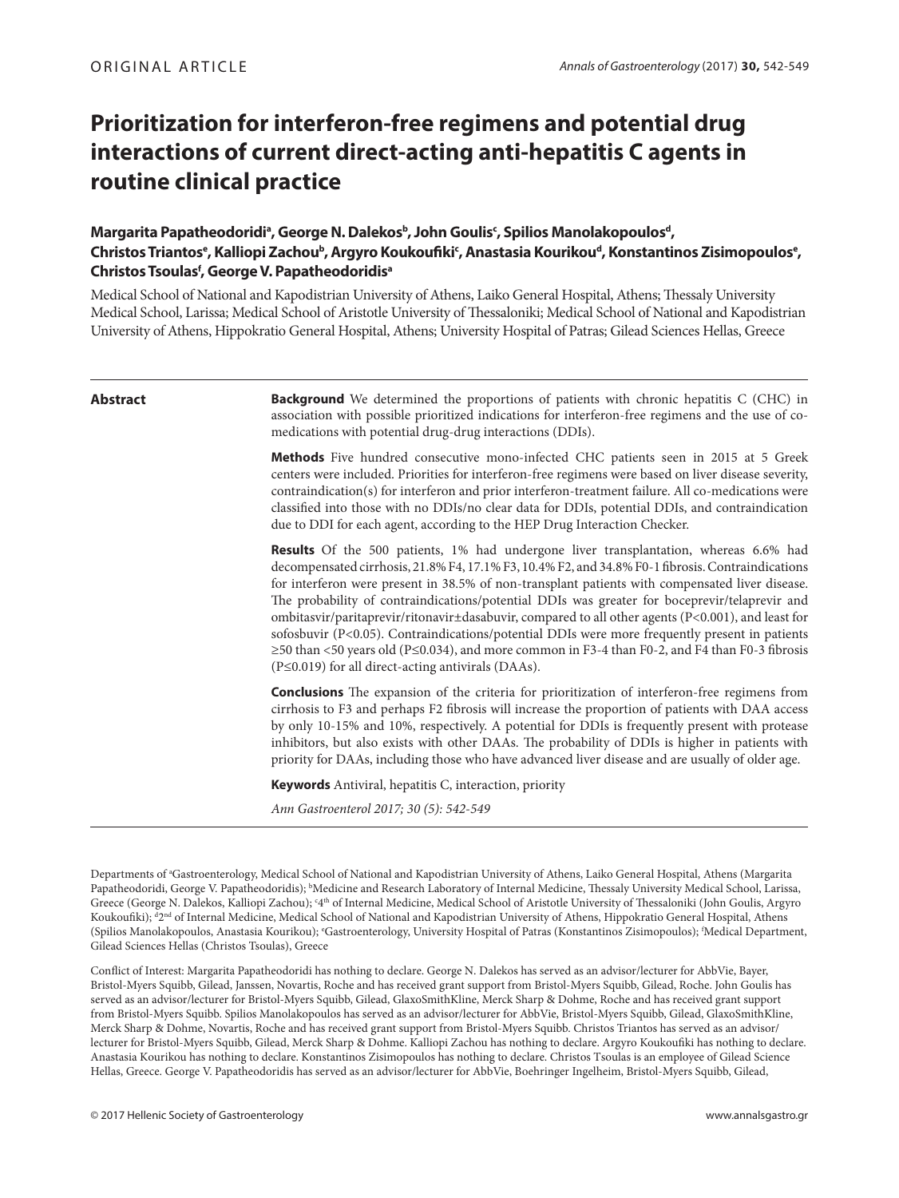ORIGINAL ARTICLE

# Prioritization for interferon-free regimens and potential drug interactions of current direct-acting anti-hepatitis C agents in routine clinical practice

**Margarita Papatheodoridi[a], George N. Dalekos[b], John Goulis[c], Spilios Manolakopoulos[d], Christos Triantos[e], Kalliopi Zachou[b], Argyro Koukoufiki[c], Anastasia Kourikou[d], Konstantinos Zisimopoulos[e], Christos Tsoulas[f], George V. Papatheodoridis[a]**

Medical School of National and Kapodistrian University of Athens, Laiko General Hospital, Athens; Thessaly University Medical School, Larissa; Medical School of Aristotle University of Thessaloniki; Medical School of National and Kapodistrian University of Athens, Hippokratio General Hospital, Athens; University Hospital of Patras; Gilead Sciences Hellas, Greece

## Abstract

**Background** We determined the proportions of patients with chronic hepatitis C (CHC) in association with possible prioritized indications for interferon-free regimens and the use of co-medications with potential drug-drug interactions (DDIs).

**Methods** Five hundred consecutive mono-infected CHC patients seen in 2015 at 5 Greek centers were included. Priorities for interferon-free regimens were based on liver disease severity, contraindication(s) for interferon and prior interferon-treatment failure. All co-medications were classified into those with no DDIs/no clear data for DDIs, potential DDIs, and contraindication due to DDI for each agent, according to the HEP Drug Interaction Checker.

**Results** Of the 500 patients, 1% had undergone liver transplantation, whereas 6.6% had decompensated cirrhosis, 21.8% F4, 17.1% F3, 10.4% F2, and 34.8% F0-1 fibrosis. Contraindications for interferon were present in 38.5% of non-transplant patients with compensated liver disease. The probability of contraindications/potential DDIs was greater for boceprevir/telaprevir and ombitasvir/paritaprevir/ritonavir±dasabuvir, compared to all other agents ($P<0.001$), and least for sofosbuvir ($P<0.05$). Contraindications/potential DDIs were more frequently present in patients ≥50 than <50 years old ($P \le 0.034$), and more common in F3-4 than F0-2, and F4 than F0-3 fibrosis ($P \le 0.019$) for all direct-acting antivirals (DAAs).

**Conclusions** The expansion of the criteria for prioritization of interferon-free regimens from cirrhosis to F3 and perhaps F2 fibrosis will increase the proportion of patients with DAA access by only 10-15% and 10%, respectively. A potential for DDIs is frequently present with protease inhibitors, but also exists with other DAAs. The probability of DDIs is higher in patients with priority for DAAs, including those who have advanced liver disease and are usually of older age.

**Keywords** Antiviral, hepatitis C, interaction, priority

*Ann Gastroenterol 2017; 30 (5): 542-549*

---

Departments of [a]Gastroenterology, Medical School of National and Kapodistrian University of Athens, Laiko General Hospital, Athens (Margarita Papatheodoridi, George V. Papatheodoridis); [b]Medicine and Research Laboratory of Internal Medicine, Thessaly University Medical School, Larissa, Greece (George N. Dalekos, Kalliopi Zachou); [c]4[th] of Internal Medicine, Medical School of Aristotle University of Thessaloniki (John Goulis, Argyro Koukoufiki); [d]2[nd] of Internal Medicine, Medical School of National and Kapodistrian University of Athens, Hippokratio General Hospital, Athens (Spilios Manolakopoulos, Anastasia Kourikou); [e]Gastroenterology, University Hospital of Patras (Konstantinos Zisimopoulos); [f]Medical Department, Gilead Sciences Hellas (Christos Tsoulas), Greece

Conflict of Interest: Margarita Papatheodoridi has nothing to declare. George N. Dalekos has served as an advisor/lecturer for AbbVie, Bayer, Bristol-Myers Squibb, Gilead, Janssen, Novartis, Roche and has received grant support from Bristol-Myers Squibb, Gilead, Roche. John Goulis has served as an advisor/lecturer for Bristol-Myers Squibb, Gilead, GlaxoSmithKline, Merck Sharp & Dohme, Roche and has received grant support from Bristol-Myers Squibb. Spilios Manolakopoulos has served as an advisor/lecturer for AbbVie, Bristol-Myers Squibb, Gilead, GlaxoSmithKline, Merck Sharp & Dohme, Novartis, Roche and has received grant support from Bristol-Myers Squibb. Christos Triantos has served as an advisor/lecturer for Bristol-Myers Squibb, Gilead, Merck Sharp & Dohme. Kalliopi Zachou has nothing to declare. Argyro Koukoufiki has nothing to declare. Anastasia Kourikou has nothing to declare. Konstantinos Zisimopoulos has nothing to declare. Christos Tsoulas is an employee of Gilead Science Hellas, Greece. George V. Papatheodoridis has served as an advisor/lecturer for AbbVie, Boehringer Ingelheim, Bristol-Myers Squibb, Gilead,

© 2017 Hellenic Society of Gastroenterology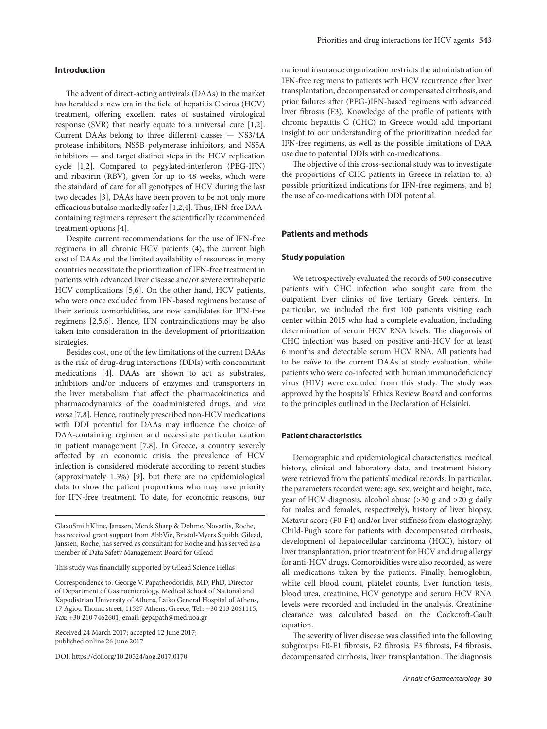## Introduction

The advent of direct-acting antivirals (DAAs) in the market has heralded a new era in the field of hepatitis C virus (HCV) treatment, offering excellent rates of sustained virological response (SVR) that nearly equate to a universal cure [1,2]. Current DAAs belong to three different classes — NS3/4A protease inhibitors, NS5B polymerase inhibitors, and NS5A inhibitors — and target distinct steps in the HCV replication cycle [1,2]. Compared to pegylated-interferon (PEG-IFN) and ribavirin (RBV), given for up to 48 weeks, which were the standard of care for all genotypes of HCV during the last two decades [3], DAAs have been proven to be not only more efficacious but also markedly safer [1,2,4]. Thus, IFN-free DAA-containing regimens represent the scientifically recommended treatment options [4].

Despite current recommendations for the use of IFN-free regimens in all chronic HCV patients (4), the current high cost of DAAs and the limited availability of resources in many countries necessitate the prioritization of IFN-free treatment in patients with advanced liver disease and/or severe extrahepatic HCV complications [5,6]. On the other hand, HCV patients, who were once excluded from IFN-based regimens because of their serious comorbidities, are now candidates for IFN-free regimens [2,5,6]. Hence, IFN contraindications may be also taken into consideration in the development of prioritization strategies.

Besides cost, one of the few limitations of the current DAAs is the risk of drug-drug interactions (DDIs) with concomitant medications [4]. DAAs are shown to act as substrates, inhibitors and/or inducers of enzymes and transporters in the liver metabolism that affect the pharmacokinetics and pharmacodynamics of the coadministered drugs, and *vice versa* [7,8]. Hence, routinely prescribed non-HCV medications with DDI potential for DAAs may influence the choice of DAA-containing regimen and necessitate particular caution in patient management [7,8]. In Greece, a country severely affected by an economic crisis, the prevalence of HCV infection is considered moderate according to recent studies (approximately 1.5%) [9], but there are no epidemiological data to show the patient proportions who may have priority for IFN-free treatment. To date, for economic reasons, our national insurance organization restricts the administration of IFN-free regimens to patients with HCV recurrence after liver transplantation, decompensated or compensated cirrhosis, and prior failures after (PEG-)IFN-based regimens with advanced liver fibrosis (F3). Knowledge of the profile of patients with chronic hepatitis C (CHC) in Greece would add important insight to our understanding of the prioritization needed for IFN-free regimens, as well as the possible limitations of DAA use due to potential DDIs with co-medications.

The objective of this cross-sectional study was to investigate the proportions of CHC patients in Greece in relation to: a) possible prioritized indications for IFN-free regimens, and b) the use of co-medications with DDI potential.

---

GlaxoSmithKline, Janssen, Merck Sharp & Dohme, Novartis, Roche, has received grant support from AbbVie, Bristol-Myers Squibb, Gilead, Janssen, Roche, has served as consultant for Roche and has served as a member of Data Safety Management Board for Gilead

This study was financially supported by Gilead Science Hellas

Correspondence to: George V. Papatheodoridis, MD, PhD, Director of Department of Gastroenterology, Medical School of National and Kapodistrian University of Athens, Laiko General Hospital of Athens, 17 Agiou Thoma street, 11527 Athens, Greece, Tel.: +30 213 2061115, Fax: +30 210 7462601, email: gepapath@med.uoa.gr

Received 24 March 2017; accepted 12 June 2017; published online 26 June 2017

DOI: https://doi.org/10.20524/aog.2017.0170

## Patients and methods

### Study population

We retrospectively evaluated the records of 500 consecutive patients with CHC infection who sought care from the outpatient liver clinics of five tertiary Greek centers. In particular, we included the first 100 patients visiting each center within 2015 who had a complete evaluation, including determination of serum HCV RNA levels. The diagnosis of CHC infection was based on positive anti-HCV for at least 6 months and detectable serum HCV RNA. All patients had to be naïve to the current DAAs at study evaluation, while patients who were co-infected with human immunodeficiency virus (HIV) were excluded from this study. The study was approved by the hospitals' Ethics Review Board and conforms to the principles outlined in the Declaration of Helsinki.

### Patient characteristics

Demographic and epidemiological characteristics, medical history, clinical and laboratory data, and treatment history were retrieved from the patients' medical records. In particular, the parameters recorded were: age, sex, weight and height, race, year of HCV diagnosis, alcohol abuse (>30 g and >20 g daily for males and females, respectively), history of liver biopsy, Metavir score (F0-F4) and/or liver stiffness from elastography, Child-Pugh score for patients with decompensated cirrhosis, development of hepatocellular carcinoma (HCC), history of liver transplantation, prior treatment for HCV and drug allergy for anti-HCV drugs. Comorbidities were also recorded, as were all medications taken by the patients. Finally, hemoglobin, white cell blood count, platelet counts, liver function tests, blood urea, creatinine, HCV genotype and serum HCV RNA levels were recorded and included in the analysis. Creatinine clearance was calculated based on the Cockcroft-Gault equation.

The severity of liver disease was classified into the following subgroups: F0-F1 fibrosis, F2 fibrosis, F3 fibrosis, F4 fibrosis, decompensated cirrhosis, liver transplantation. The diagnosis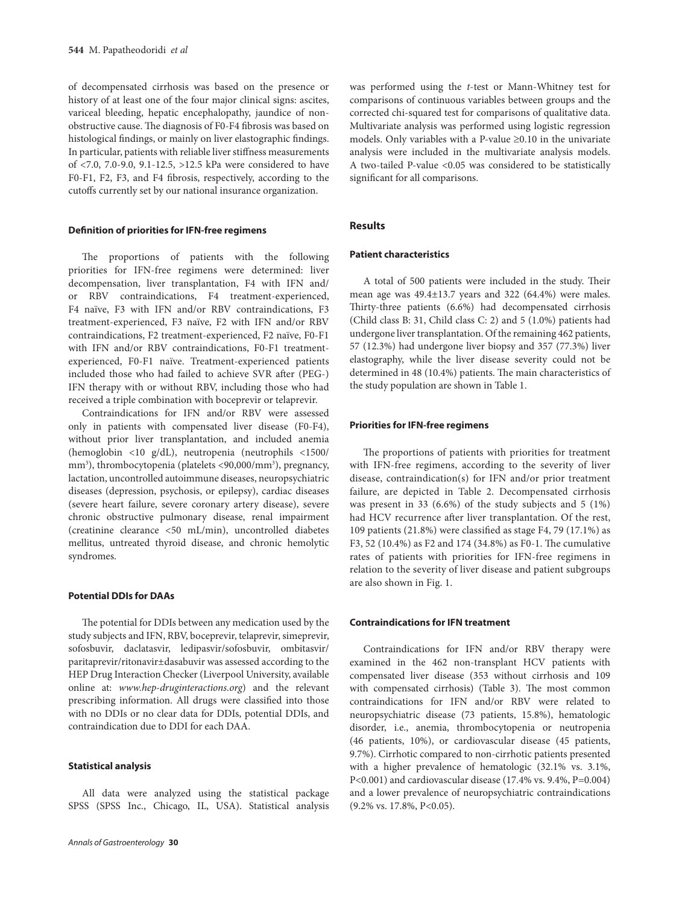of decompensated cirrhosis was based on the presence or history of at least one of the four major clinical signs: ascites, variceal bleeding, hepatic encephalopathy, jaundice of non-obstructive cause. The diagnosis of F0-F4 fibrosis was based on histological findings, or mainly on liver elastographic findings. In particular, patients with reliable liver stiffness measurements of <7.0, 7.0-9.0, 9.1-12.5, >12.5 kPa were considered to have F0-F1, F2, F3, and F4 fibrosis, respectively, according to the cutoffs currently set by our national insurance organization.

### Definition of priorities for IFN-free regimens

The proportions of patients with the following priorities for IFN-free regimens were determined: liver decompensation, liver transplantation, F4 with IFN and/or RBV contraindications, F4 treatment-experienced, F4 naïve, F3 with IFN and/or RBV contraindications, F3 treatment-experienced, F3 naïve, F2 with IFN and/or RBV contraindications, F2 treatment-experienced, F2 naïve, F0-F1 with IFN and/or RBV contraindications, F0-F1 treatment-experienced, F0-F1 naïve. Treatment-experienced patients included those who had failed to achieve SVR after (PEG-) IFN therapy with or without RBV, including those who had received a triple combination with boceprevir or telaprevir.

Contraindications for IFN and/or RBV were assessed only in patients with compensated liver disease (F0-F4), without prior liver transplantation, and included anemia (hemoglobin <10 g/dL), neutropenia (neutrophils <1500/mm$^3$), thrombocytopenia (platelets <90,000/mm$^3$), pregnancy, lactation, uncontrolled autoimmune diseases, neuropsychiatric diseases (depression, psychosis, or epilepsy), cardiac diseases (severe heart failure, severe coronary artery disease), severe chronic obstructive pulmonary disease, renal impairment (creatinine clearance <50 mL/min), uncontrolled diabetes mellitus, untreated thyroid disease, and chronic hemolytic syndromes.

### Potential DDIs for DAAs

The potential for DDIs between any medication used by the study subjects and IFN, RBV, boceprevir, telaprevir, simeprevir, sofosbuvir, daclatasvir, ledipasvir/sofosbuvir, ombitasvir/paritaprevir/ritonavir±dasabuvir was assessed according to the HEP Drug Interaction Checker (Liverpool University, available online at: *www.hep-druginteractions.org*) and the relevant prescribing information. All drugs were classified into those with no DDIs or no clear data for DDIs, potential DDIs, and contraindication due to DDI for each DAA.

### Statistical analysis

All data were analyzed using the statistical package SPSS (SPSS Inc., Chicago, IL, USA). Statistical analysis was performed using the *t*-test or Mann-Whitney test for comparisons of continuous variables between groups and the corrected chi-squared test for comparisons of qualitative data. Multivariate analysis was performed using logistic regression models. Only variables with a P-value ≥0.10 in the univariate analysis were included in the multivariate analysis models. A two-tailed P-value <0.05 was considered to be statistically significant for all comparisons.

## Results

### Patient characteristics

A total of 500 patients were included in the study. Their mean age was 49.4±13.7 years and 322 (64.4%) were males. Thirty-three patients (6.6%) had decompensated cirrhosis (Child class B: 31, Child class C: 2) and 5 (1.0%) patients had undergone liver transplantation. Of the remaining 462 patients, 57 (12.3%) had undergone liver biopsy and 357 (77.3%) liver elastography, while the liver disease severity could not be determined in 48 (10.4%) patients. The main characteristics of the study population are shown in Table 1.

### Priorities for IFN-free regimens

The proportions of patients with priorities for treatment with IFN-free regimens, according to the severity of liver disease, contraindication(s) for IFN and/or prior treatment failure, are depicted in Table 2. Decompensated cirrhosis was present in 33 (6.6%) of the study subjects and 5 (1%) had HCV recurrence after liver transplantation. Of the rest, 109 patients (21.8%) were classified as stage F4, 79 (17.1%) as F3, 52 (10.4%) as F2 and 174 (34.8%) as F0-1. The cumulative rates of patients with priorities for IFN-free regimens in relation to the severity of liver disease and patient subgroups are also shown in Fig. 1.

### Contraindications for IFN treatment

Contraindications for IFN and/or RBV therapy were examined in the 462 non-transplant HCV patients with compensated liver disease (353 without cirrhosis and 109 with compensated cirrhosis) (Table 3). The most common contraindications for IFN and/or RBV were related to neuropsychiatric disease (73 patients, 15.8%), hematologic disorder, i.e., anemia, thrombocytopenia or neutropenia (46 patients, 10%), or cardiovascular disease (45 patients, 9.7%). Cirrhotic compared to non-cirrhotic patients presented with a higher prevalence of hematologic (32.1% vs. 3.1%, P<0.001) and cardiovascular disease (17.4% vs. 9.4%, P=0.004) and a lower prevalence of neuropsychiatric contraindications (9.2% vs. 17.8%, P<0.05).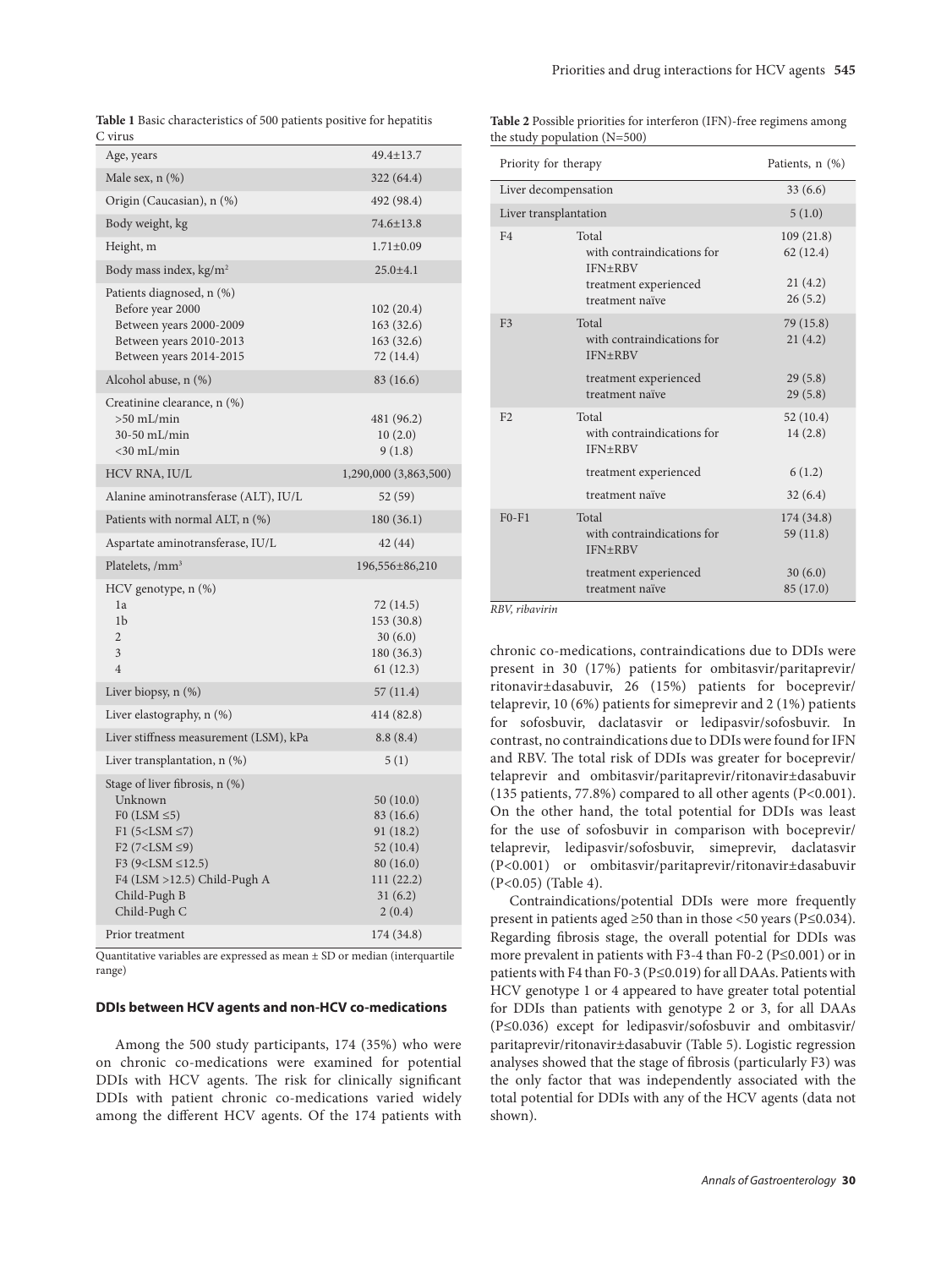**Table 1** Basic characteristics of 500 patients positive for hepatitis C virus

| | |
|---|---|
| Age, years | 49.4±13.7 |
| Male sex, n (%) | 322 (64.4) |
| Origin (Caucasian), n (%) | 492 (98.4) |
| Body weight, kg | 74.6±13.8 |
| Height, m | 1.71±0.09 |
| Body mass index, kg/m$^2$ | 25.0±4.1 |
| Patients diagnosed, n (%) | |
| Before year 2000 | 102 (20.4) |
| Between years 2000-2009 | 163 (32.6) |
| Between years 2010-2013 | 163 (32.6) |
| Between years 2014-2015 | 72 (14.4) |
| Alcohol abuse, n (%) | 83 (16.6) |
| Creatinine clearance, n (%) | |
| >50 mL/min | 481 (96.2) |
| 30-50 mL/min | 10 (2.0) |
| <30 mL/min | 9 (1.8) |
| HCV RNA, IU/L | 1,290,000 (3,863,500) |
| Alanine aminotransferase (ALT), IU/L | 52 (59) |
| Patients with normal ALT, n (%) | 180 (36.1) |
| Aspartate aminotransferase, IU/L | 42 (44) |
| Platelets, /mm$^3$ | 196,556±86,210 |
| HCV genotype, n (%) | |
| 1a | 72 (14.5) |
| 1b | 153 (30.8) |
| 2 | 30 (6.0) |
| 3 | 180 (36.3) |
| 4 | 61 (12.3) |
| Liver biopsy, n (%) | 57 (11.4) |
| Liver elastography, n (%) | 414 (82.8) |
| Liver stiffness measurement (LSM), kPa | 8.8 (8.4) |
| Liver transplantation, n (%) | 5 (1) |
| Stage of liver fibrosis, n (%) | |
| Unknown | 50 (10.0) |
| F0 (LSM ≤5) | 83 (16.6) |
| F1 (5<LSM ≤7) | 91 (18.2) |
| F2 (7<LSM ≤9) | 52 (10.4) |
| F3 (9<LSM ≤12.5) | 80 (16.0) |
| F4 (LSM >12.5) Child-Pugh A | 111 (22.2) |
| Child-Pugh B | 31 (6.2) |
| Child-Pugh C | 2 (0.4) |
| Prior treatment | 174 (34.8) |

Quantitative variables are expressed as mean ± SD or median (interquartile range)

### DDIs between HCV agents and non-HCV co-medications

Among the 500 study participants, 174 (35%) who were on chronic co-medications were examined for potential DDIs with HCV agents. The risk for clinically significant DDIs with patient chronic co-medications varied widely among the different HCV agents. Of the 174 patients with chronic co-medications, contraindications due to DDIs were present in 30 (17%) patients for ombitasvir/paritaprevir/ritonavir±dasabuvir, 26 (15%) patients for boceprevir/telaprevir, 10 (6%) patients for simeprevir and 2 (1%) patients for sofosbuvir, daclatasvir or ledipasvir/sofosbuvir. In contrast, no contraindications due to DDIs were found for IFN and RBV. The total risk of DDIs was greater for boceprevir/telaprevir and ombitasvir/paritaprevir/ritonavir±dasabuvir (135 patients, 77.8%) compared to all other agents (P<0.001). On the other hand, the total potential for DDIs was least for the use of sofosbuvir in comparison with boceprevir/telaprevir, ledipasvir/sofosbuvir, simeprevir, daclatasvir (P<0.001) or ombitasvir/paritaprevir/ritonavir±dasabuvir (P<0.05) (Table 4).

Contraindications/potential DDIs were more frequently present in patients aged ≥50 than in those <50 years (P≤0.034). Regarding fibrosis stage, the overall potential for DDIs was more prevalent in patients with F3-4 than F0-2 (P≤0.001) or in patients with F4 than F0-3 (P≤0.019) for all DAAs. Patients with HCV genotype 1 or 4 appeared to have greater total potential for DDIs than patients with genotype 2 or 3, for all DAAs (P≤0.036) except for ledipasvir/sofosbuvir and ombitasvir/paritaprevir/ritonavir±dasabuvir (Table 5). Logistic regression analyses showed that the stage of fibrosis (particularly F3) was the only factor that was independently associated with the total potential for DDIs with any of the HCV agents (data not shown).

**Table 2** Possible priorities for interferon (IFN)-free regimens among the study population (N=500)

| Priority for therapy | | Patients, n (%) |
|---|---|---|
| Liver decompensation | | 33 (6.6) |
| Liver transplantation | | 5 (1.0) |
| F4 | Total | 109 (21.8) |
| | with contraindications for IFN±RBV | 62 (12.4) |
| | treatment experienced | 21 (4.2) |
| | treatment naïve | 26 (5.2) |
| F3 | Total | 79 (15.8) |
| | with contraindications for IFN±RBV | 21 (4.2) |
| | treatment experienced | 29 (5.8) |
| | treatment naïve | 29 (5.8) |
| F2 | Total | 52 (10.4) |
| | with contraindications for IFN±RBV | 14 (2.8) |
| | treatment experienced | 6 (1.2) |
| | treatment naïve | 32 (6.4) |
| F0-F1 | Total | 174 (34.8) |
| | with contraindications for IFN±RBV | 59 (11.8) |
| | treatment experienced | 30 (6.0) |
| | treatment naïve | 85 (17.0) |

*RBV, ribavirin*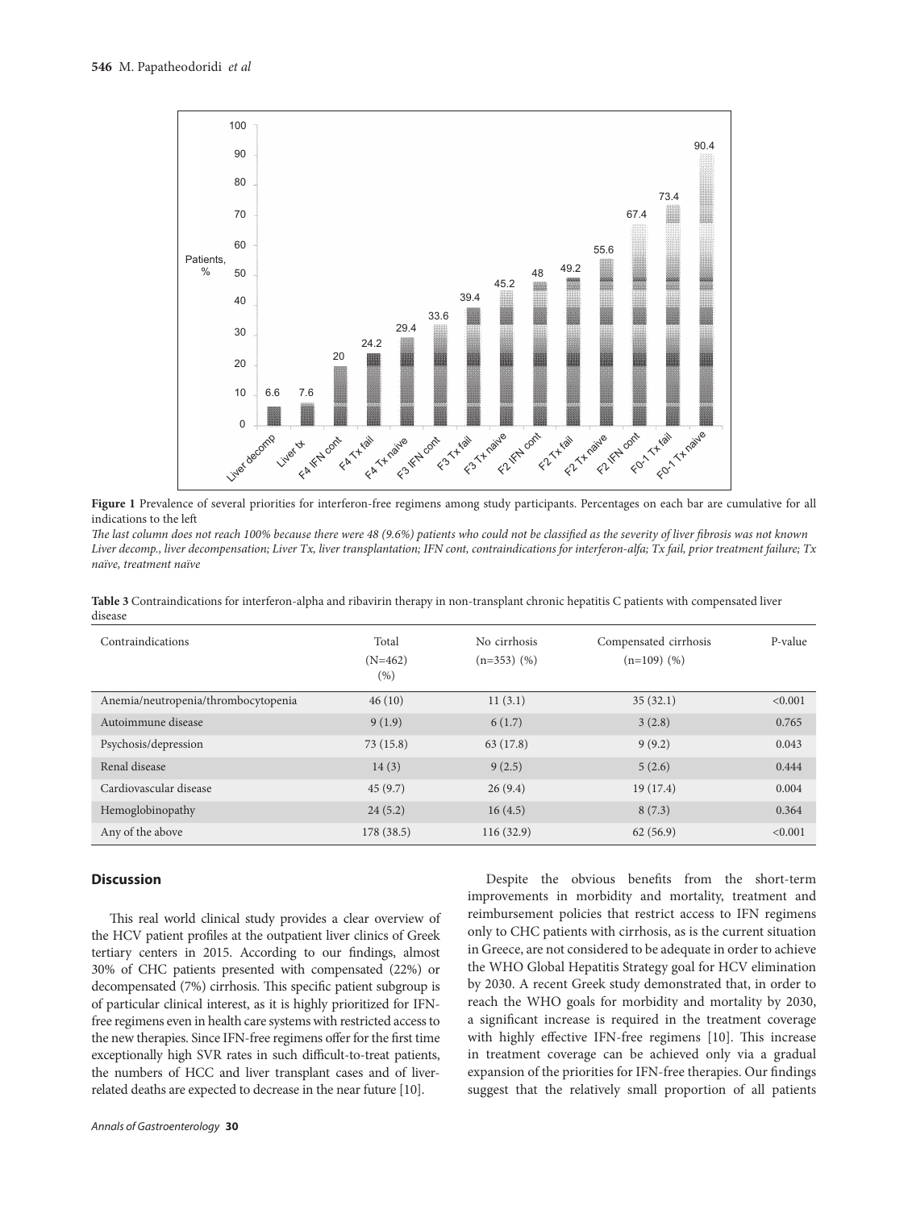100
90
80
70
60
Patients, %
50
40
30
20
10
0

6.6
7.6
20
24.2
29.4
33.6
39.4
45.2
48
49.2
55.6
67.4
73.4
90.4

Liver decomp
Liver tx
F4 IFN cont
F4 Tx fail
F4 Tx naive
F3 IFN cont
F3 Tx fail
F3 Tx naive
F2 IFN cont
F2 Tx fail
F2 Tx naive
F2 IFN cont
F0-1 Tx fail
F0-1 Tx naive

**Figure 1** Prevalence of several priorities for interferon-free regimens among study participants. Percentages on each bar are cumulative for all indications to the left

*The last column does not reach 100% because there were 48 (9.6%) patients who could not be classified as the severity of liver fibrosis was not known*
*Liver decomp., liver decompensation; Liver Tx, liver transplantation; IFN cont, contraindications for interferon-alfa; Tx fail, prior treatment failure; Tx naïve, treatment naïve*

**Table 3** Contraindications for interferon-alpha and ribavirin therapy in non-transplant chronic hepatitis C patients with compensated liver disease

| Contraindications | Total (N=462) (%) | No cirrhosis (n=353) (%) | Compensated cirrhosis (n=109) (%) | P-value |
|---|---|---|---|---|
| Anemia/neutropenia/thrombocytopenia | 46 (10) | 11 (3.1) | 35 (32.1) | <0.001 |
| Autoimmune disease | 9 (1.9) | 6 (1.7) | 3 (2.8) | 0.765 |
| Psychosis/depression | 73 (15.8) | 63 (17.8) | 9 (9.2) | 0.043 |
| Renal disease | 14 (3) | 9 (2.5) | 5 (2.6) | 0.444 |
| Cardiovascular disease | 45 (9.7) | 26 (9.4) | 19 (17.4) | 0.004 |
| Hemoglobinopathy | 24 (5.2) | 16 (4.5) | 8 (7.3) | 0.364 |
| Any of the above | 178 (38.5) | 116 (32.9) | 62 (56.9) | <0.001 |

## Discussion

This real world clinical study provides a clear overview of the HCV patient profiles at the outpatient liver clinics of Greek tertiary centers in 2015. According to our findings, almost 30% of CHC patients presented with compensated (22%) or decompensated (7%) cirrhosis. This specific patient subgroup is of particular clinical interest, as it is highly prioritized for IFN-free regimens even in health care systems with restricted access to the new therapies. Since IFN-free regimens offer for the first time exceptionally high SVR rates in such difficult-to-treat patients, the numbers of HCC and liver transplant cases and of liver-related deaths are expected to decrease in the near future [10].

Despite the obvious benefits from the short-term improvements in morbidity and mortality, treatment and reimbursement policies that restrict access to IFN regimens only to CHC patients with cirrhosis, as is the current situation in Greece, are not considered to be adequate in order to achieve the WHO Global Hepatitis Strategy goal for HCV elimination by 2030. A recent Greek study demonstrated that, in order to reach the WHO goals for morbidity and mortality by 2030, a significant increase is required in the treatment coverage with highly effective IFN-free regimens [10]. This increase in treatment coverage can be achieved only via a gradual expansion of the priorities for IFN-free therapies. Our findings suggest that the relatively small proportion of all patients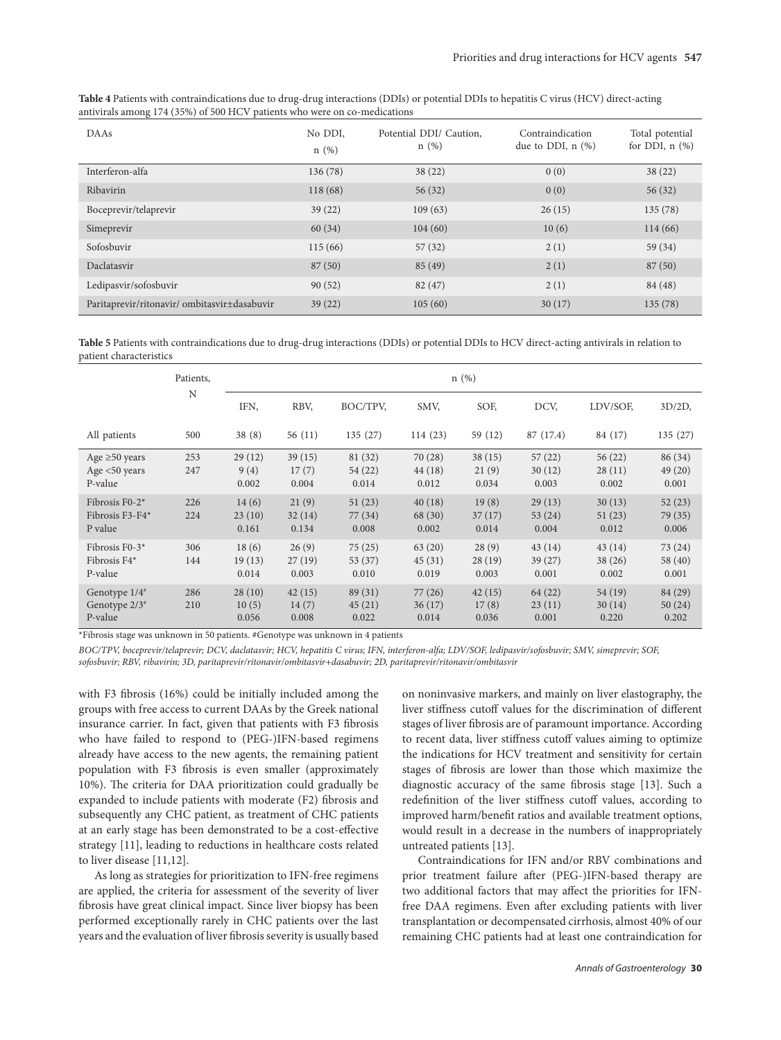**Table 4** Patients with contraindications due to drug-drug interactions (DDIs) or potential DDIs to hepatitis C virus (HCV) direct-acting antivirals among 174 (35%) of 500 HCV patients who were on co-medications

| DAAs | No DDI, n (%) | Potential DDI/ Caution, n (%) | Contraindication due to DDI, n (%) | Total potential for DDI, n (%) |
|---|---|---|---|---|
| Interferon-alfa | 136 (78) | 38 (22) | 0 (0) | 38 (22) |
| Ribavirin | 118 (68) | 56 (32) | 0 (0) | 56 (32) |
| Boceprevir/telaprevir | 39 (22) | 109 (63) | 26 (15) | 135 (78) |
| Simeprevir | 60 (34) | 104 (60) | 10 (6) | 114 (66) |
| Sofosbuvir | 115 (66) | 57 (32) | 2 (1) | 59 (34) |
| Daclatasvir | 87 (50) | 85 (49) | 2 (1) | 87 (50) |
| Ledipasvir/sofosbuvir | 90 (52) | 82 (47) | 2 (1) | 84 (48) |
| Paritaprevir/ritonavir/ ombitasvir±dasabuvir | 39 (22) | 105 (60) | 30 (17) | 135 (78) |

**Table 5** Patients with contraindications due to drug-drug interactions (DDIs) or potential DDIs to HCV direct-acting antivirals in relation to patient characteristics

| | Patients, N | n (%) | | | | | | | |
|---|---|---|---|---|---|---|---|---|---|
| | | IFN, | RBV, | BOC/TPV, | SMV, | SOF, | DCV, | LDV/SOF, | 3D/2D, |
| All patients | 500 | 38 (8) | 56 (11) | 135 (27) | 114 (23) | 59 (12) | 87 (17.4) | 84 (17) | 135 (27) |
| Age ≥50 years | 253 | 29 (12) | 39 (15) | 81 (32) | 70 (28) | 38 (15) | 57 (22) | 56 (22) | 86 (34) |
| Age <50 years | 247 | 9 (4) | 17 (7) | 54 (22) | 44 (18) | 21 (9) | 30 (12) | 28 (11) | 49 (20) |
| P-value | | 0.002 | 0.004 | 0.014 | 0.012 | 0.034 | 0.003 | 0.002 | 0.001 |
| Fibrosis F0-2* | 226 | 14 (6) | 21 (9) | 51 (23) | 40 (18) | 19 (8) | 29 (13) | 30 (13) | 52 (23) |
| Fibrosis F3-F4* | 224 | 23 (10) | 32 (14) | 77 (34) | 68 (30) | 37 (17) | 53 (24) | 51 (23) | 79 (35) |
| P value | | 0.161 | 0.134 | 0.008 | 0.002 | 0.014 | 0.004 | 0.012 | 0.006 |
| Fibrosis F0-3* | 306 | 18 (6) | 26 (9) | 75 (25) | 63 (20) | 28 (9) | 43 (14) | 43 (14) | 73 (24) |
| Fibrosis F4* | 144 | 19 (13) | 27 (19) | 53 (37) | 45 (31) | 28 (19) | 39 (27) | 38 (26) | 58 (40) |
| P-value | | 0.014 | 0.003 | 0.010 | 0.019 | 0.003 | 0.001 | 0.002 | 0.001 |
| Genotype 1/4# | 286 | 28 (10) | 42 (15) | 89 (31) | 77 (26) | 42 (15) | 64 (22) | 54 (19) | 84 (29) |
| Genotype 2/3# | 210 | 10 (5) | 14 (7) | 45 (21) | 36 (17) | 17 (8) | 23 (11) | 30 (14) | 50 (24) |
| P-value | | 0.056 | 0.008 | 0.022 | 0.014 | 0.036 | 0.001 | 0.220 | 0.202 |

*Fibrosis stage was unknown in 50 patients. #Genotype was unknown in 4 patients

*BOC/TPV, boceprevir/telaprevir; DCV, daclatasvir; HCV, hepatitis C virus; IFN, interferon-alfa; LDV/SOF, ledipasvir/sofosbuvir; SMV, simeprevir; SOF, sofosbuvir; RBV, ribavirin; 3D, paritaprevir/ritonavir/ombitasvir+dasabuvir; 2D, paritaprevir/ritonavir/ombitasvir*

with F3 fibrosis (16%) could be initially included among the groups with free access to current DAAs by the Greek national insurance carrier. In fact, given that patients with F3 fibrosis who have failed to respond to (PEG-)IFN-based regimens already have access to the new agents, the remaining patient population with F3 fibrosis is even smaller (approximately 10%). The criteria for DAA prioritization could gradually be expanded to include patients with moderate (F2) fibrosis and subsequently any CHC patient, as treatment of CHC patients at an early stage has been demonstrated to be a cost-effective strategy [11], leading to reductions in healthcare costs related to liver disease [11,12].

As long as strategies for prioritization to IFN-free regimens are applied, the criteria for assessment of the severity of liver fibrosis have great clinical impact. Since liver biopsy has been performed exceptionally rarely in CHC patients over the last years and the evaluation of liver fibrosis severity is usually based on noninvasive markers, and mainly on liver elastography, the liver stiffness cutoff values for the discrimination of different stages of liver fibrosis are of paramount importance. According to recent data, liver stiffness cutoff values aiming to optimize the indications for HCV treatment and sensitivity for certain stages of fibrosis are lower than those which maximize the diagnostic accuracy of the same fibrosis stage [13]. Such a redefinition of the liver stiffness cutoff values, according to improved harm/benefit ratios and available treatment options, would result in a decrease in the numbers of inappropriately untreated patients [13].

Contraindications for IFN and/or RBV combinations and prior treatment failure after (PEG-)IFN-based therapy are two additional factors that may affect the priorities for IFN-free DAA regimens. Even after excluding patients with liver transplantation or decompensated cirrhosis, almost 40% of our remaining CHC patients had at least one contraindication for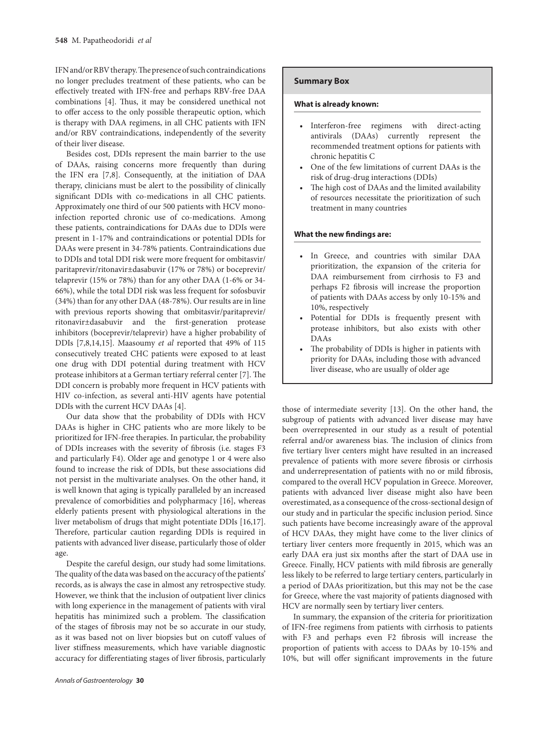IFN and/or RBV therapy. The presence of such contraindications no longer precludes treatment of these patients, who can be effectively treated with IFN-free and perhaps RBV-free DAA combinations [4]. Thus, it may be considered unethical not to offer access to the only possible therapeutic option, which is therapy with DAA regimens, in all CHC patients with IFN and/or RBV contraindications, independently of the severity of their liver disease.

Besides cost, DDIs represent the main barrier to the use of DAAs, raising concerns more frequently than during the IFN era [7,8]. Consequently, at the initiation of DAA therapy, clinicians must be alert to the possibility of clinically significant DDIs with co-medications in all CHC patients. Approximately one third of our 500 patients with HCV mono-infection reported chronic use of co-medications. Among these patients, contraindications for DAAs due to DDIs were present in 1-17% and contraindications or potential DDIs for DAAs were present in 34-78% patients. Contraindications due to DDIs and total DDI risk were more frequent for ombitasvir/paritaprevir/ritonavir±dasabuvir (17% or 78%) or boceprevir/telaprevir (15% or 78%) than for any other DAA (1-6% or 34-66%), while the total DDI risk was less frequent for sofosbuvir (34%) than for any other DAA (48-78%). Our results are in line with previous reports showing that ombitasvir/paritaprevir/ritonavir±dasabuvir and the first-generation protease inhibitors (boceprevir/telaprevir) have a higher probability of DDIs [7,8,14,15]. Maasoumy *et al* reported that 49% of 115 consecutively treated CHC patients were exposed to at least one drug with DDI potential during treatment with HCV protease inhibitors at a German tertiary referral center [7]. The DDI concern is probably more frequent in HCV patients with HIV co-infection, as several anti-HIV agents have potential DDIs with the current HCV DAAs [4].

Our data show that the probability of DDIs with HCV DAAs is higher in CHC patients who are more likely to be prioritized for IFN-free therapies. In particular, the probability of DDIs increases with the severity of fibrosis (i.e. stages F3 and particularly F4). Older age and genotype 1 or 4 were also found to increase the risk of DDIs, but these associations did not persist in the multivariate analyses. On the other hand, it is well known that aging is typically paralleled by an increased prevalence of comorbidities and polypharmacy [16], whereas elderly patients present with physiological alterations in the liver metabolism of drugs that might potentiate DDIs [16,17]. Therefore, particular caution regarding DDIs is required in patients with advanced liver disease, particularly those of older age.

Despite the careful design, our study had some limitations. The quality of the data was based on the accuracy of the patients' records, as is always the case in almost any retrospective study. However, we think that the inclusion of outpatient liver clinics with long experience in the management of patients with viral hepatitis has minimized such a problem. The classification of the stages of fibrosis may not be so accurate in our study, as it was based not on liver biopsies but on cutoff values of liver stiffness measurements, which have variable diagnostic accuracy for differentiating stages of liver fibrosis, particularly those of intermediate severity [13]. On the other hand, the subgroup of patients with advanced liver disease may have been overrepresented in our study as a result of potential referral and/or awareness bias. The inclusion of clinics from five tertiary liver centers might have resulted in an increased prevalence of patients with more severe fibrosis or cirrhosis and underrepresentation of patients with no or mild fibrosis, compared to the overall HCV population in Greece. Moreover, patients with advanced liver disease might also have been overestimated, as a consequence of the cross-sectional design of our study and in particular the specific inclusion period. Since such patients have become increasingly aware of the approval of HCV DAAs, they might have come to the liver clinics of tertiary liver centers more frequently in 2015, which was an early DAA era just six months after the start of DAA use in Greece. Finally, HCV patients with mild fibrosis are generally less likely to be referred to large tertiary centers, particularly in a period of DAAs prioritization, but this may not be the case for Greece, where the vast majority of patients diagnosed with HCV are normally seen by tertiary liver centers.

In summary, the expansion of the criteria for prioritization of IFN-free regimens from patients with cirrhosis to patients with F3 and perhaps even F2 fibrosis will increase the proportion of patients with access to DAAs by 10-15% and 10%, but will offer significant improvements in the future

### Summary Box

**What is already known:**

- Interferon-free regimens with direct-acting antivirals (DAAs) currently represent the recommended treatment options for patients with chronic hepatitis C
- One of the few limitations of current DAAs is the risk of drug-drug interactions (DDIs)
- The high cost of DAAs and the limited availability of resources necessitate the prioritization of such treatment in many countries

**What the new findings are:**

- In Greece, and countries with similar DAA prioritization, the expansion of the criteria for DAA reimbursement from cirrhosis to F3 and perhaps F2 fibrosis will increase the proportion of patients with DAAs access by only 10-15% and 10%, respectively
- Potential for DDIs is frequently present with protease inhibitors, but also exists with other DAAs
- The probability of DDIs is higher in patients with priority for DAAs, including those with advanced liver disease, who are usually of older age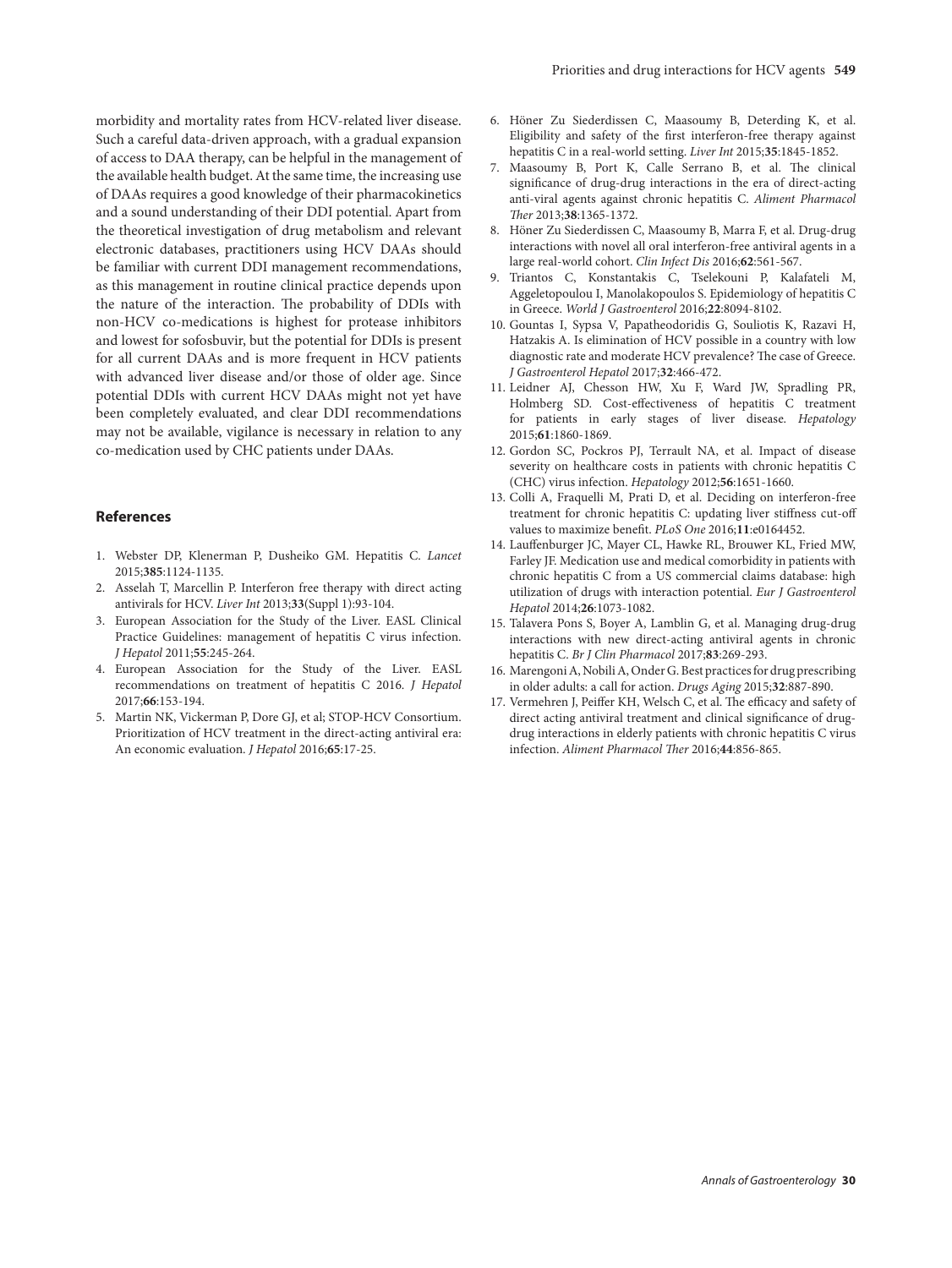morbidity and mortality rates from HCV-related liver disease. Such a careful data-driven approach, with a gradual expansion of access to DAA therapy, can be helpful in the management of the available health budget. At the same time, the increasing use of DAAs requires a good knowledge of their pharmacokinetics and a sound understanding of their DDI potential. Apart from the theoretical investigation of drug metabolism and relevant electronic databases, practitioners using HCV DAAs should be familiar with current DDI management recommendations, as this management in routine clinical practice depends upon the nature of the interaction. The probability of DDIs with non-HCV co-medications is highest for protease inhibitors and lowest for sofosbuvir, but the potential for DDIs is present for all current DAAs and is more frequent in HCV patients with advanced liver disease and/or those of older age. Since potential DDIs with current HCV DAAs might not yet have been completely evaluated, and clear DDI recommendations may not be available, vigilance is necessary in relation to any co-medication used by CHC patients under DAAs.

## References

1. Webster DP, Klenerman P, Dusheiko GM. Hepatitis C. *Lancet* 2015;**385**:1124-1135.
2. Asselah T, Marcellin P. Interferon free therapy with direct acting antivirals for HCV. *Liver Int* 2013;**33**(Suppl 1):93-104.
3. European Association for the Study of the Liver. EASL Clinical Practice Guidelines: management of hepatitis C virus infection. *J Hepatol* 2011;**55**:245-264.
4. European Association for the Study of the Liver. EASL recommendations on treatment of hepatitis C 2016. *J Hepatol* 2017;**66**:153-194.
5. Martin NK, Vickerman P, Dore GJ, et al; STOP-HCV Consortium. Prioritization of HCV treatment in the direct-acting antiviral era: An economic evaluation. *J Hepatol* 2016;**65**:17-25.
6. Höner Zu Siederdissen C, Maasoumy B, Deterding K, et al. Eligibility and safety of the first interferon-free therapy against hepatitis C in a real-world setting. *Liver Int* 2015;**35**:1845-1852.
7. Maasoumy B, Port K, Calle Serrano B, et al. The clinical significance of drug-drug interactions in the era of direct-acting anti-viral agents against chronic hepatitis C. *Aliment Pharmacol Ther* 2013;**38**:1365-1372.
8. Höner Zu Siederdissen C, Maasoumy B, Marra F, et al. Drug-drug interactions with novel all oral interferon-free antiviral agents in a large real-world cohort. *Clin Infect Dis* 2016;**62**:561-567.
9. Triantos C, Konstantakis C, Tselekouni P, Kalafateli M, Aggeletopoulou I, Manolakopoulos S. Epidemiology of hepatitis C in Greece. *World J Gastroenterol* 2016;**22**:8094-8102.
10. Gountas I, Sypsa V, Papatheodoridis G, Souliotis K, Razavi H, Hatzakis A. Is elimination of HCV possible in a country with low diagnostic rate and moderate HCV prevalence? The case of Greece. *J Gastroenterol Hepatol* 2017;**32**:466-472.
11. Leidner AJ, Chesson HW, Xu F, Ward JW, Spradling PR, Holmberg SD. Cost-effectiveness of hepatitis C treatment for patients in early stages of liver disease. *Hepatology* 2015;**61**:1860-1869.
12. Gordon SC, Pockros PJ, Terrault NA, et al. Impact of disease severity on healthcare costs in patients with chronic hepatitis C (CHC) virus infection. *Hepatology* 2012;**56**:1651-1660.
13. Colli A, Fraquelli M, Prati D, et al. Deciding on interferon-free treatment for chronic hepatitis C: updating liver stiffness cut-off values to maximize benefit. *PLoS One* 2016;**11**:e0164452.
14. Lauffenburger JC, Mayer CL, Hawke RL, Brouwer KL, Fried MW, Farley JF. Medication use and medical comorbidity in patients with chronic hepatitis C from a US commercial claims database: high utilization of drugs with interaction potential. *Eur J Gastroenterol Hepatol* 2014;**26**:1073-1082.
15. Talavera Pons S, Boyer A, Lamblin G, et al. Managing drug-drug interactions with new direct-acting antiviral agents in chronic hepatitis C. *Br J Clin Pharmacol* 2017;**83**:269-293.
16. Marengoni A, Nobili A, Onder G. Best practices for drug prescribing in older adults: a call for action. *Drugs Aging* 2015;**32**:887-890.
17. Vermehren J, Peiffer KH, Welsch C, et al. The efficacy and safety of direct acting antiviral treatment and clinical significance of drug-drug interactions in elderly patients with chronic hepatitis C virus infection. *Aliment Pharmacol Ther* 2016;**44**:856-865.